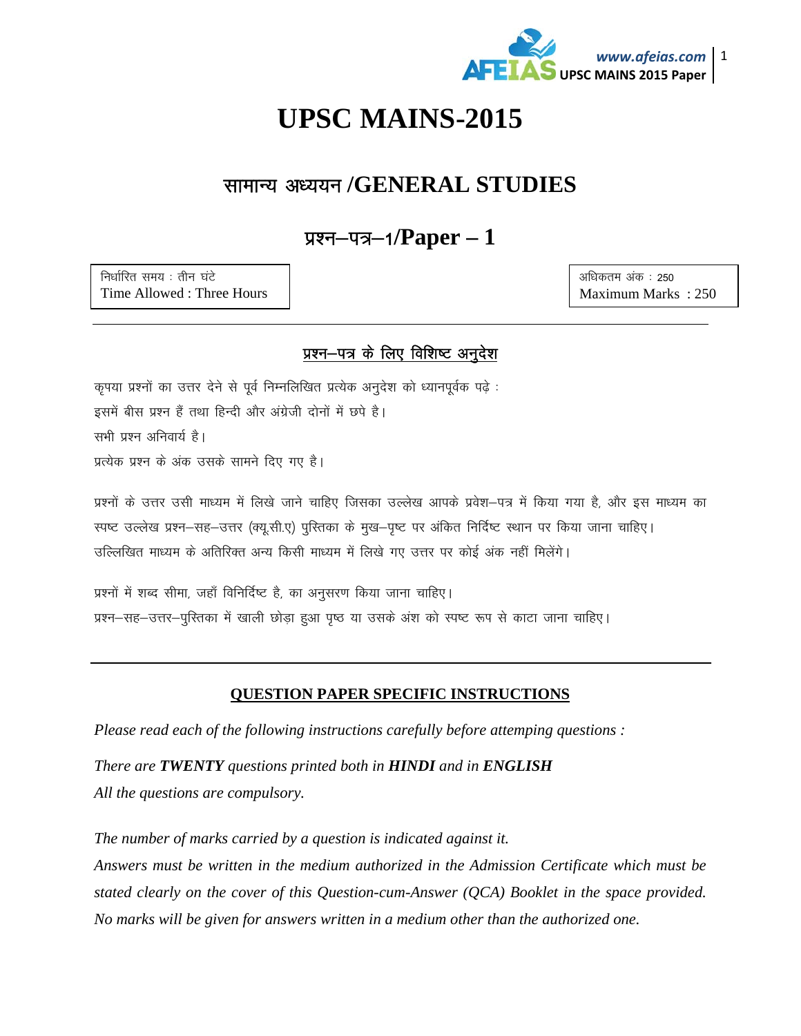# UPSC MAINS-2015

## सामान्य अध्ययन /GENERAL STUDIES

## प्रश्न–पत्र–1/Paper – 1

| निर्धारित समय : तीन घंटे<br>Time Allowed : Three Hours | अधिकतम अंक : 250<br>Maximum Marks : 250 |
|---|---|

### प्रश्न–पत्र के लिए विशिष्ट अनुदेश

कृपया प्रश्नों का उत्तर देने से पूर्व निम्नलिखित प्रत्येक अनुदेश को ध्यानपूर्वक पढ़े :

इसमें बीस प्रश्न हैं तथा हिन्दी और अंग्रेजी दोनों में छपे है।

सभी प्रश्न अनिवार्य है।

प्रत्येक प्रश्न के अंक उसके सामने दिए गए है।

प्रश्नों के उत्तर उसी माध्यम में लिखे जाने चाहिए जिसका उल्लेख आपके प्रवेश–पत्र में किया गया है, और इस माध्यम का स्पष्ट उल्लेख प्रश्न–सह–उत्तर (क्यू.सी.ए) पुस्तिका के मुख–पृष्ट पर अंकित निर्दिष्ट स्थान पर किया जाना चाहिए। उल्लिखित माध्यम के अतिरिक्त अन्य किसी माध्यम में लिखे गए उत्तर पर कोई अंक नहीं मिलेंगे।

प्रश्नों में शब्द सीमा, जहाँ विनिर्दिष्ट है, का अनुसरण किया जाना चाहिए।

प्रश्न–सह–उत्तर–पुस्तिका में खाली छोड़ा हुआ पृष्ठ या उसके अंश को स्पष्ट रूप से काटा जाना चाहिए।

---

### QUESTION PAPER SPECIFIC INSTRUCTIONS

*Please read each of the following instructions carefully before attemping questions :*

*There are **TWENTY** questions printed both in **HINDI** and in **ENGLISH***

*All the questions are compulsory.*

*The number of marks carried by a question is indicated against it.*

*Answers must be written in the medium authorized in the Admission Certificate which must be stated clearly on the cover of this Question-cum-Answer (QCA) Booklet in the space provided. No marks will be given for answers written in a medium other than the authorized one.*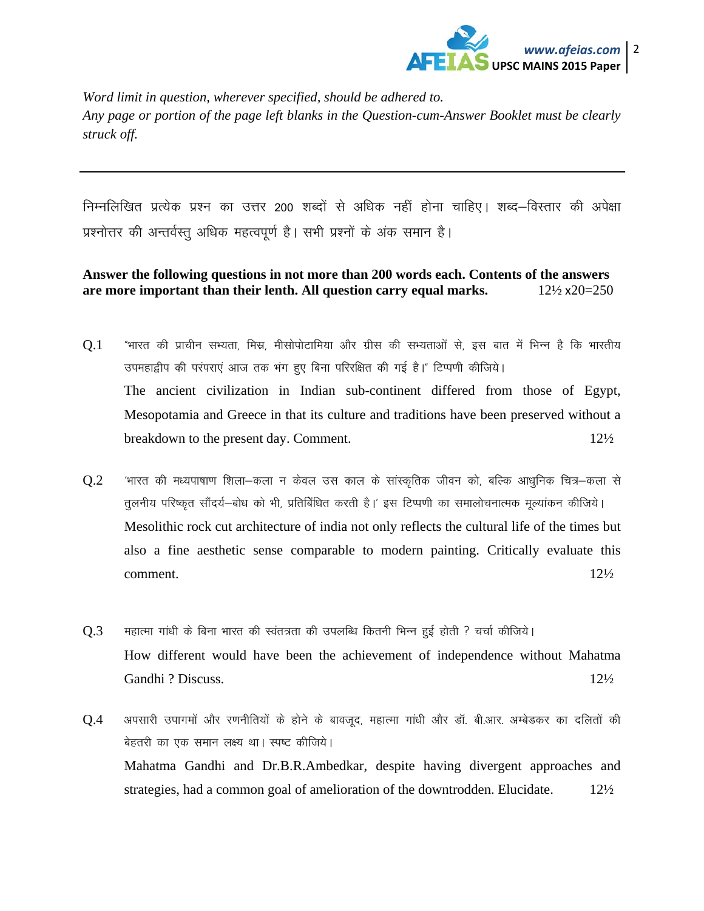*Word limit in question, wherever specified, should be adhered to.*
*Any page or portion of the page left blanks in the Question-cum-Answer Booklet must be clearly struck off.*

---

निम्नलिखित प्रत्येक प्रश्न का उत्तर 200 शब्दों से अधिक नहीं होना चाहिए। शब्द–विस्तार की अपेक्षा प्रश्नोत्तर की अन्तर्वस्तु अधिक महत्वपूर्ण है। सभी प्रश्नों के अंक समान है।

**Answer the following questions in not more than 200 words each. Contents of the answers are more important than their lenth. All question carry equal marks.** 12½ x20=250

Q.1 "भारत की प्राचीन सभ्यता, मिस्र, मीसोपोटामिया और ग्रीस की सभ्यताओं से, इस बात में भिन्न है कि भारतीय उपमहाद्वीप की परंपराएं आज तक भंग हुए बिना परिरक्षित की गई है।" टिप्पणी कीजिये।

The ancient civilization in Indian sub-continent differed from those of Egypt, Mesopotamia and Greece in that its culture and traditions have been preserved without a breakdown to the present day. Comment. 12½

Q.2 'भारत की मध्यपाषाण शिला–कला न केवल उस काल के सांस्कृतिक जीवन को, बल्कि आधुनिक चित्र–कला से तुलनीय परिष्कृत सौंदर्य–बोध को भी, प्रतिबिंबित करती है।' इस टिप्पणी का समालोचनात्मक मूल्यांकन कीजिये।

Mesolithic rock cut architecture of india not only reflects the cultural life of the times but also a fine aesthetic sense comparable to modern painting. Critically evaluate this comment. 12½

Q.3 महात्मा गांधी के बिना भारत की स्वंतत्रता की उपलब्धि कितनी भिन्न हुई होती ? चर्चा कीजिये।

How different would have been the achievement of independence without Mahatma Gandhi ? Discuss. 12½

Q.4 अपसारी उपागमों और रणनीतियों के होने के बावजूद, महात्मा गांधी और डॉ. बी.आर. अम्बेडकर का दलितों की बेहतरी का एक समान लक्ष्य था। स्पष्ट कीजिये।

Mahatma Gandhi and Dr.B.R.Ambedkar, despite having divergent approaches and strategies, had a common goal of amelioration of the downtrodden. Elucidate. 12½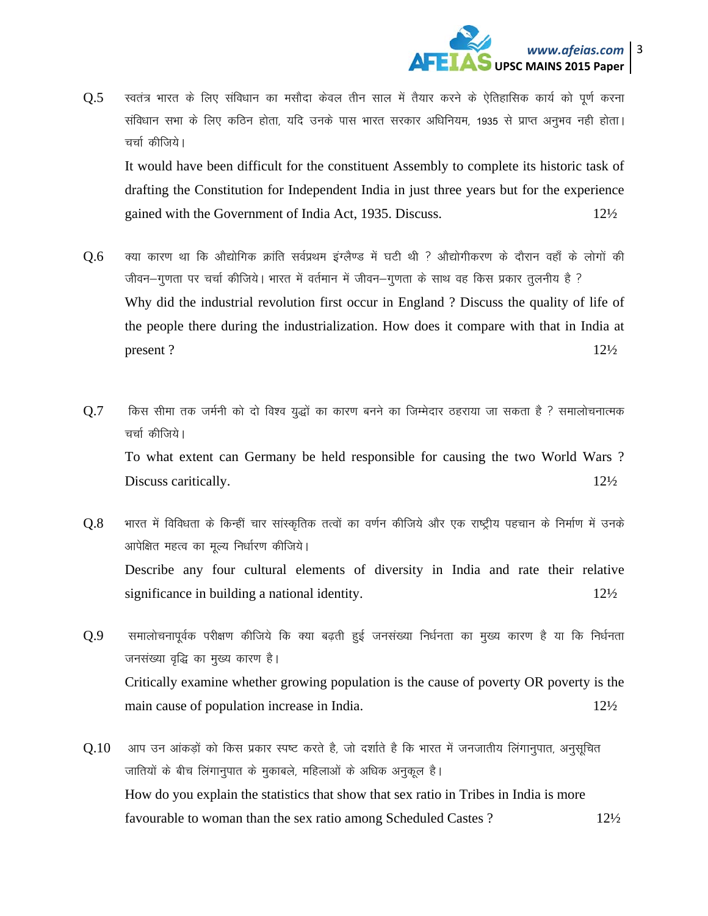Q.5 स्वतंत्र भारत के लिए संविधान का मसौदा केवल तीन साल में तैयार करने के ऐतिहासिक कार्य को पूर्ण करना संविधान सभा के लिए कठिन होता, यदि उनके पास भारत सरकार अधिनियम, 1935 से प्राप्त अनुभव नही होता। चर्चा कीजिये।

It would have been difficult for the constituent Assembly to complete its historic task of drafting the Constitution for Independent India in just three years but for the experience gained with the Government of India Act, 1935. Discuss. 12½

Q.6 क्या कारण था कि औद्योगिक क्रांति सर्वप्रथम इंग्लैण्ड में घटी थी ? औद्योगीकरण के दौरान वहाँ के लोगों की जीवन–गुणता पर चर्चा कीजिये। भारत में वर्तमान में जीवन–गुणता के साथ वह किस प्रकार तुलनीय है ?

Why did the industrial revolution first occur in England ? Discuss the quality of life of the people there during the industrialization. How does it compare with that in India at present ? 12½

Q.7 किस सीमा तक जर्मनी को दो विश्व युद्धों का कारण बनने का जिम्मेदार ठहराया जा सकता है ? समालोचनात्मक चर्चा कीजिये।

To what extent can Germany be held responsible for causing the two World Wars ? Discuss caritically. 12½

Q.8 भारत में विविधता के किन्हीं चार सांस्कृतिक तत्वों का वर्णन कीजिये और एक राष्ट्रीय पहचान के निर्माण में उनके आपेक्षित महत्व का मूल्य निर्धारण कीजिये।

Describe any four cultural elements of diversity in India and rate their relative significance in building a national identity. 12½

Q.9 समालोचनापूर्वक परीक्षण कीजिये कि क्या बढ़ती हुई जनसंख्या निर्धनता का मुख्य कारण है या कि निर्धनता जनसंख्या वृद्धि का मुख्य कारण है।

Critically examine whether growing population is the cause of poverty OR poverty is the main cause of population increase in India. 12½

Q.10 आप उन आंकड़ों को किस प्रकार स्पष्ट करते है, जो दर्शाते है कि भारत में जनजातीय लिंगानुपात, अनुसूचित जातियों के बीच लिंगानुपात के मुकाबले, महिलाओं के अधिक अनुकूल है।

How do you explain the statistics that show that sex ratio in Tribes in India is more favourable to woman than the sex ratio among Scheduled Castes ? 12½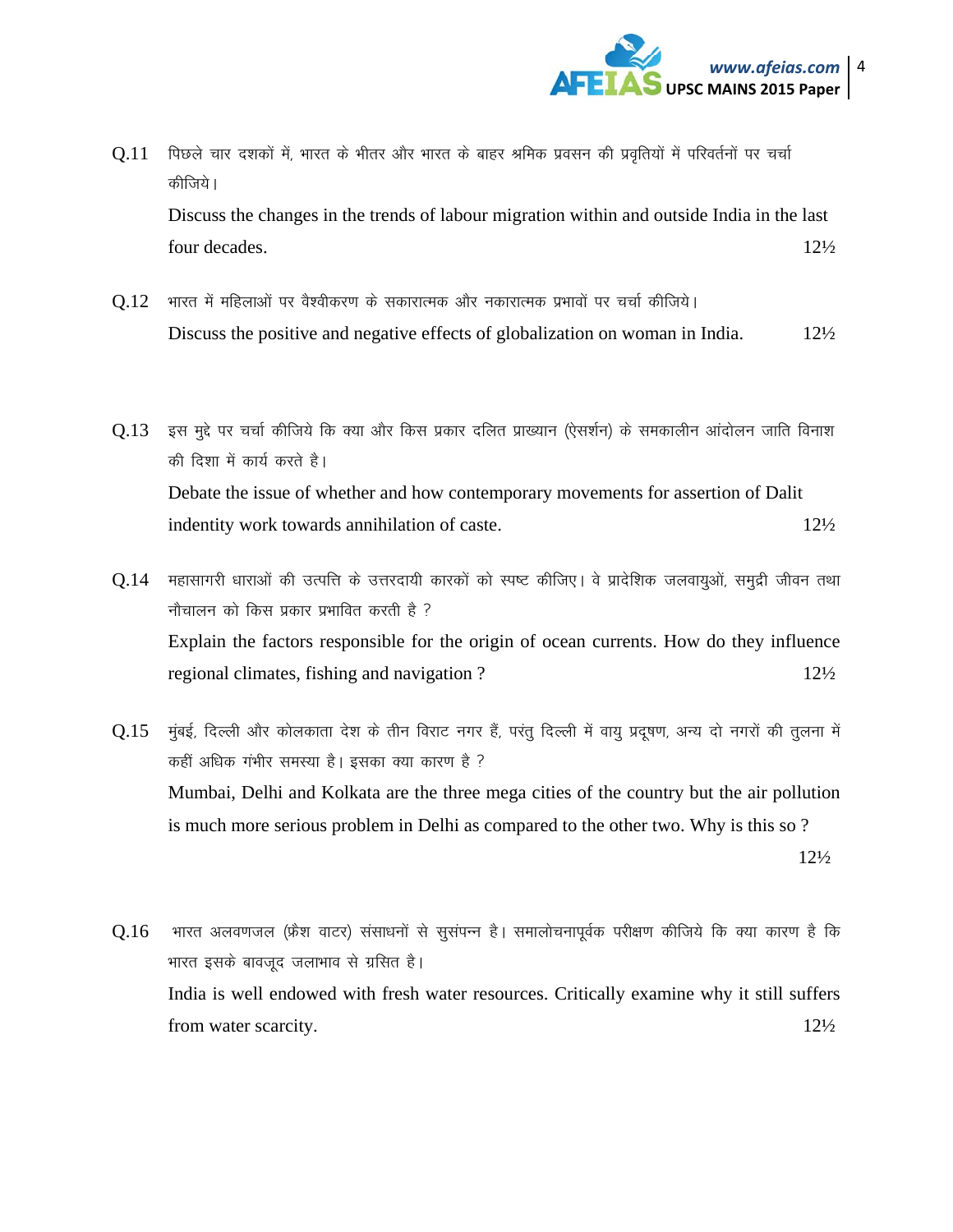Q.11 पिछले चार दशकों में, भारत के भीतर और भारत के बाहर श्रमिक प्रवसन की प्रवृतियों में परिवर्तनों पर चर्चा कीजिये।

Discuss the changes in the trends of labour migration within and outside India in the last four decades. 12½

Q.12 भारत में महिलाओं पर वैश्वीकरण के सकारात्मक और नकारात्मक प्रभावों पर चर्चा कीजिये।

Discuss the positive and negative effects of globalization on woman in India. 12½

Q.13 इस मुद्दे पर चर्चा कीजिये कि क्या और किस प्रकार दलित प्राख्यान (ऐसर्शन) के समकालीन आंदोलन जाति विनाश की दिशा में कार्य करते है।

Debate the issue of whether and how contemporary movements for assertion of Dalit indentity work towards annihilation of caste. 12½

Q.14 महासागरी धाराओं की उत्पत्ति के उत्तरदायी कारकों को स्पष्ट कीजिए। वे प्रादेशिक जलवायुओं, समुद्री जीवन तथा नौचालन को किस प्रकार प्रभावित करती है ?

Explain the factors responsible for the origin of ocean currents. How do they influence regional climates, fishing and navigation ? 12½

Q.15 मुंबई, दिल्ली और कोलकाता देश के तीन विराट नगर हैं, परंतु दिल्ली में वायु प्रदूषण, अन्य दो नगरों की तुलना में कहीं अधिक गंभीर समस्या है। इसका क्या कारण है ?

Mumbai, Delhi and Kolkata are the three mega cities of the country but the air pollution is much more serious problem in Delhi as compared to the other two. Why is this so ? 12½

Q.16 भारत अलवणजल (फ्रेश वाटर) संसाधनों से सुसंपन्न है। समालोचनापूर्वक परीक्षण कीजिये कि क्या कारण है कि भारत इसके बावजूद जलाभाव से ग्रसित है।

India is well endowed with fresh water resources. Critically examine why it still suffers from water scarcity. 12½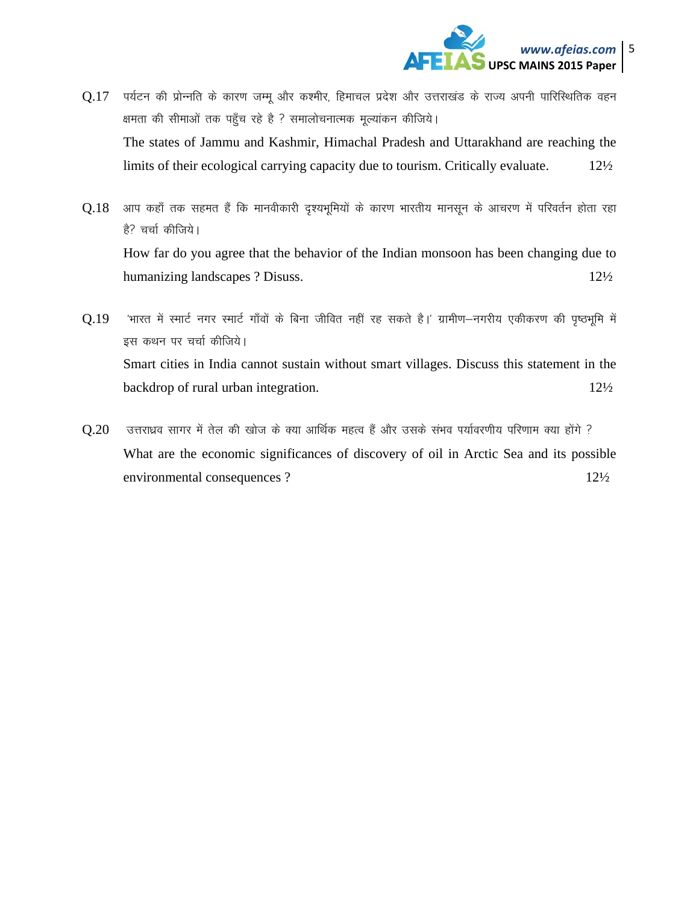Q.17 पर्यटन की प्रोन्नति के कारण जम्मू और कश्मीर, हिमाचल प्रदेश और उत्तराखंड के राज्य अपनी पारिस्थितिक वहन क्षमता की सीमाओं तक पहुँच रहे है ? समालोचनात्मक मूल्यांकन कीजिये।

The states of Jammu and Kashmir, Himachal Pradesh and Uttarakhand are reaching the limits of their ecological carrying capacity due to tourism. Critically evaluate. 12½

Q.18 आप कहाँ तक सहमत हैं कि मानवीकारी दृश्यभूमियों के कारण भारतीय मानसून के आचरण में परिवर्तन होता रहा है? चर्चा कीजिये।

How far do you agree that the behavior of the Indian monsoon has been changing due to humanizing landscapes ? Disuss. 12½

Q.19 'भारत में स्मार्ट नगर स्मार्ट गाँवों के बिना जीवित नहीं रह सकते है।' ग्रामीण–नगरीय एकीकरण की पृष्ठभूमि में इस कथन पर चर्चा कीजिये।

Smart cities in India cannot sustain without smart villages. Discuss this statement in the backdrop of rural urban integration. 12½

Q.20 उत्तराध्रव सागर में तेल की खोज के क्या आर्थिक महत्व हैं और उसके संभव पर्यावरणीय परिणाम क्या होंगे ?

What are the economic significances of discovery of oil in Arctic Sea and its possible environmental consequences ? 12½